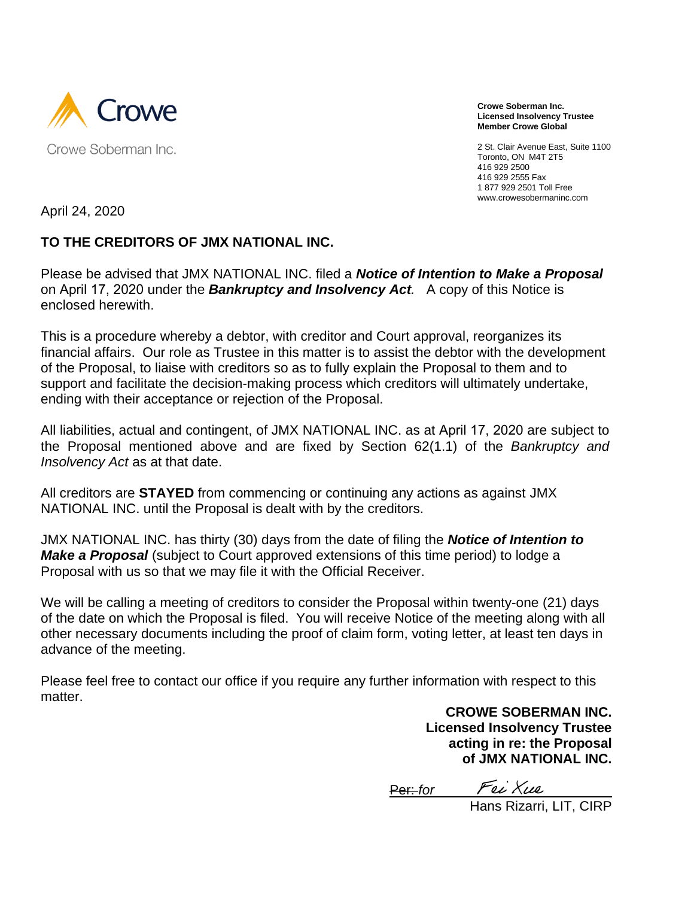Crowe Soberman Inc.

**Crowe Soberman Inc.**
**Licensed Insolvency Trustee**
**Member Crowe Global**

2 St. Clair Avenue East, Suite 1100
Toronto, ON M4T 2T5
416 929 2500
416 929 2555 Fax
1 877 929 2501 Toll Free
www.crowesobermaninc.com

April 24, 2020

**TO THE CREDITORS OF JMX NATIONAL INC.**

Please be advised that JMX NATIONAL INC. filed a ***Notice of Intention to Make a Proposal*** on April 17, 2020 under the ***Bankruptcy and Insolvency Act.*** A copy of this Notice is enclosed herewith.

This is a procedure whereby a debtor, with creditor and Court approval, reorganizes its financial affairs. Our role as Trustee in this matter is to assist the debtor with the development of the Proposal, to liaise with creditors so as to fully explain the Proposal to them and to support and facilitate the decision-making process which creditors will ultimately undertake, ending with their acceptance or rejection of the Proposal.

All liabilities, actual and contingent, of JMX NATIONAL INC. as at April 17, 2020 are subject to the Proposal mentioned above and are fixed by Section 62(1.1) of the *Bankruptcy and Insolvency Act* as at that date.

All creditors are **STAYED** from commencing or continuing any actions as against JMX NATIONAL INC. until the Proposal is dealt with by the creditors.

JMX NATIONAL INC. has thirty (30) days from the date of filing the ***Notice of Intention to Make a Proposal*** (subject to Court approved extensions of this time period) to lodge a Proposal with us so that we may file it with the Official Receiver.

We will be calling a meeting of creditors to consider the Proposal within twenty-one (21) days of the date on which the Proposal is filed. You will receive Notice of the meeting along with all other necessary documents including the proof of claim form, voting letter, at least ten days in advance of the meeting.

Please feel free to contact our office if you require any further information with respect to this matter.

**CROWE SOBERMAN INC.**
**Licensed Insolvency Trustee**
**acting in re: the Proposal**
**of JMX NATIONAL INC.**

~~Per:~~ *for* Fei Xue

Hans Rizarri, LIT, CIRP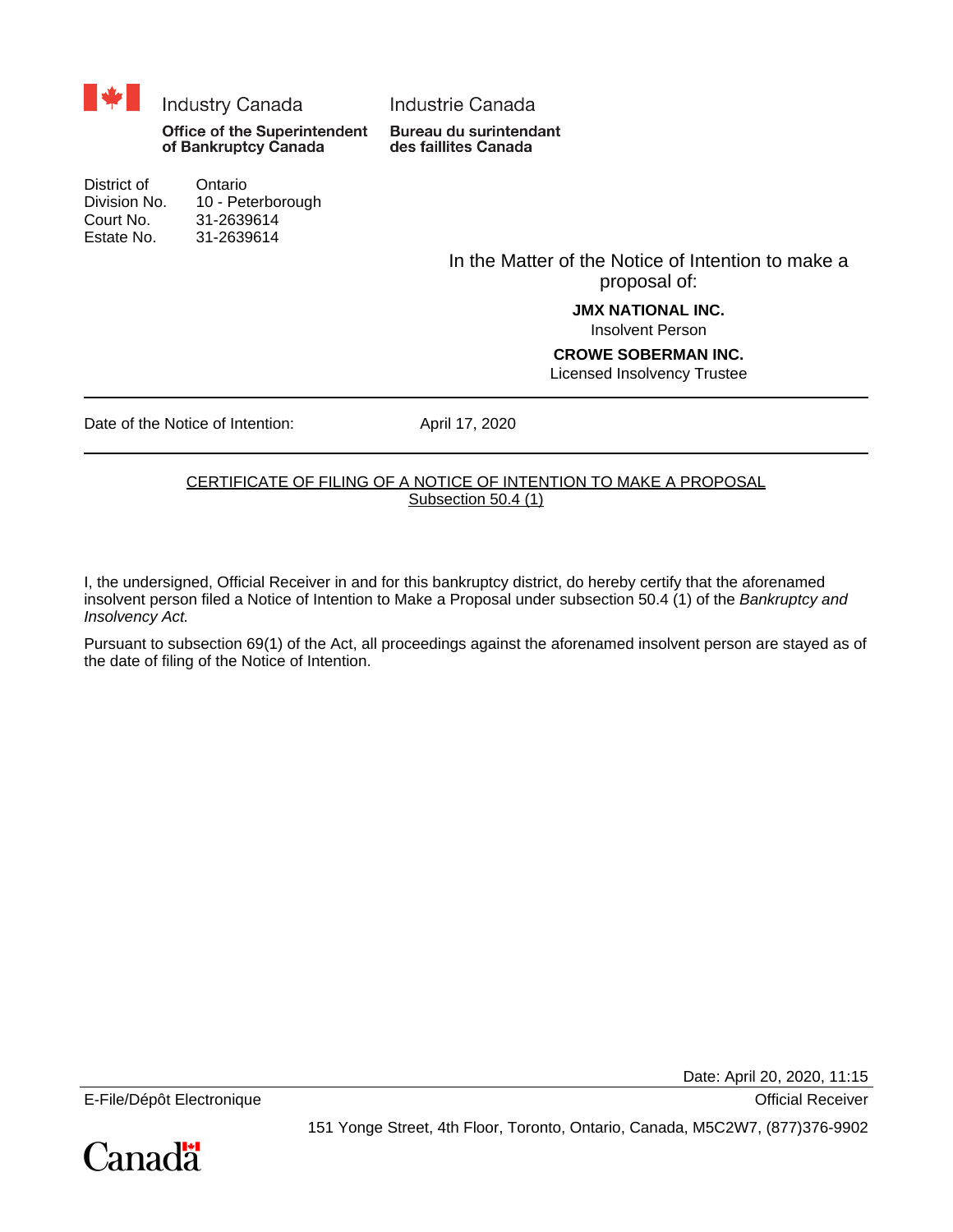Industry Canada | Industrie Canada

**Office of the Superintendent of Bankruptcy Canada** | **Bureau du surintendant des faillites Canada**

| | |
|---|---|
| District of | Ontario |
| Division No. | 10 - Peterborough |
| Court No. | 31-2639614 |
| Estate No. | 31-2639614 |

In the Matter of the Notice of Intention to make a proposal of:

**JMX NATIONAL INC.**
Insolvent Person

**CROWE SOBERMAN INC.**
Licensed Insolvency Trustee

---

Date of the Notice of Intention: April 17, 2020

---

CERTIFICATE OF FILING OF A NOTICE OF INTENTION TO MAKE A PROPOSAL
Subsection 50.4 (1)

I, the undersigned, Official Receiver in and for this bankruptcy district, do hereby certify that the aforenamed insolvent person filed a Notice of Intention to Make a Proposal under subsection 50.4 (1) of the *Bankruptcy and Insolvency Act.*

Pursuant to subsection 69(1) of the Act, all proceedings against the aforenamed insolvent person are stayed as of the date of filing of the Notice of Intention.

Date: April 20, 2020, 11:15

E-File/Dépôt Electronique — Official Receiver

151 Yonge Street, 4th Floor, Toronto, Ontario, Canada, M5C2W7, (877)376-9902

Canada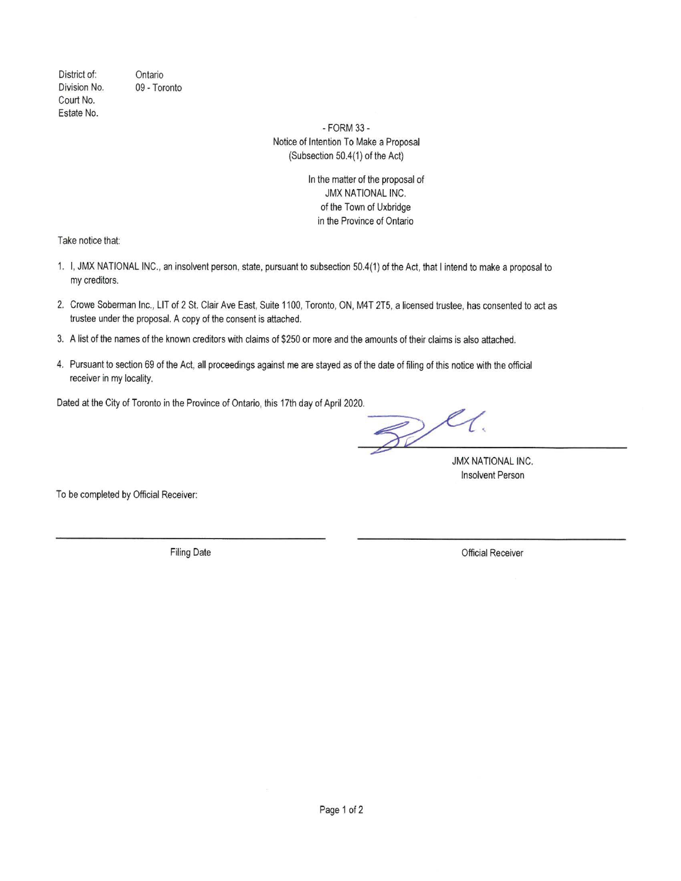| | |
|---|---|
| District of: | Ontario |
| Division No. | 09 - Toronto |
| Court No. | |
| Estate No. | |

- FORM 33 -
Notice of Intention To Make a Proposal
(Subsection 50.4(1) of the Act)

In the matter of the proposal of
JMX NATIONAL INC.
of the Town of Uxbridge
in the Province of Ontario

Take notice that:

1. I, JMX NATIONAL INC., an insolvent person, state, pursuant to subsection 50.4(1) of the Act, that I intend to make a proposal to my creditors.

2. Crowe Soberman Inc., LIT of 2 St. Clair Ave East, Suite 1100, Toronto, ON, M4T 2T5, a licensed trustee, has consented to act as trustee under the proposal. A copy of the consent is attached.

3. A list of the names of the known creditors with claims of $250 or more and the amounts of their claims is also attached.

4. Pursuant to section 69 of the Act, all proceedings against me are stayed as of the date of filing of this notice with the official receiver in my locality.

Dated at the City of Toronto in the Province of Ontario, this 17th day of April 2020.

JMX NATIONAL INC.
Insolvent Person

To be completed by Official Receiver:

Filing Date

Official Receiver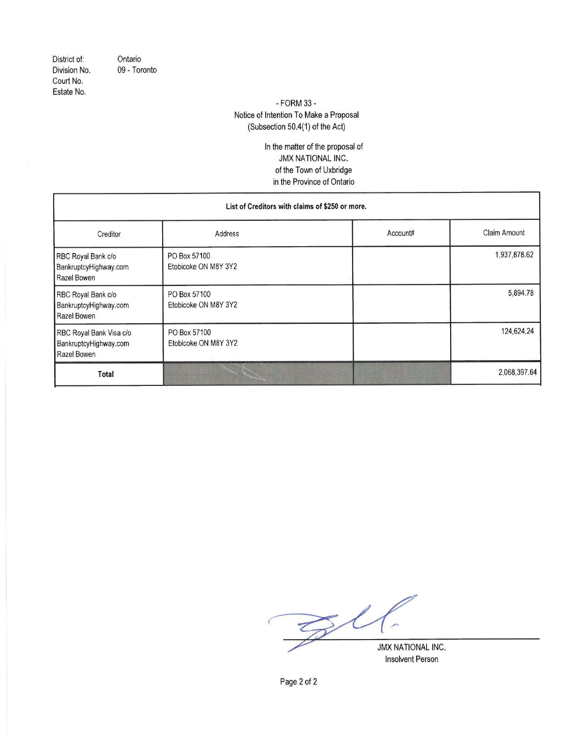District of: Ontario
Division No. 09 - Toronto
Court No.
Estate No.

- FORM 33 -
Notice of Intention To Make a Proposal
(Subsection 50.4(1) of the Act)

In the matter of the proposal of
JMX NATIONAL INC.
of the Town of Uxbridge
in the Province of Ontario

| List of Creditors with claims of $250 or more. | | | |
|---|---|---|---|
| Creditor | Address | Account# | Claim Amount |
| RBC Royal Bank c/o BankruptcyHighway.com Razel Bowen | PO Box 57100 Etobicoke ON M8Y 3Y2 | | 1,937,878.62 |
| RBC Royal Bank c/o BankruptcyHighway.com Razel Bowen | PO Box 57100 Etobicoke ON M8Y 3Y2 | | 5,894.78 |
| RBC Royal Bank Visa c/o BankruptcyHighway.com Razel Bowen | PO Box 57100 Etobicoke ON M8Y 3Y2 | | 124,624.24 |
| **Total** | | | 2,068,397.64 |

JMX NATIONAL INC.
Insolvent Person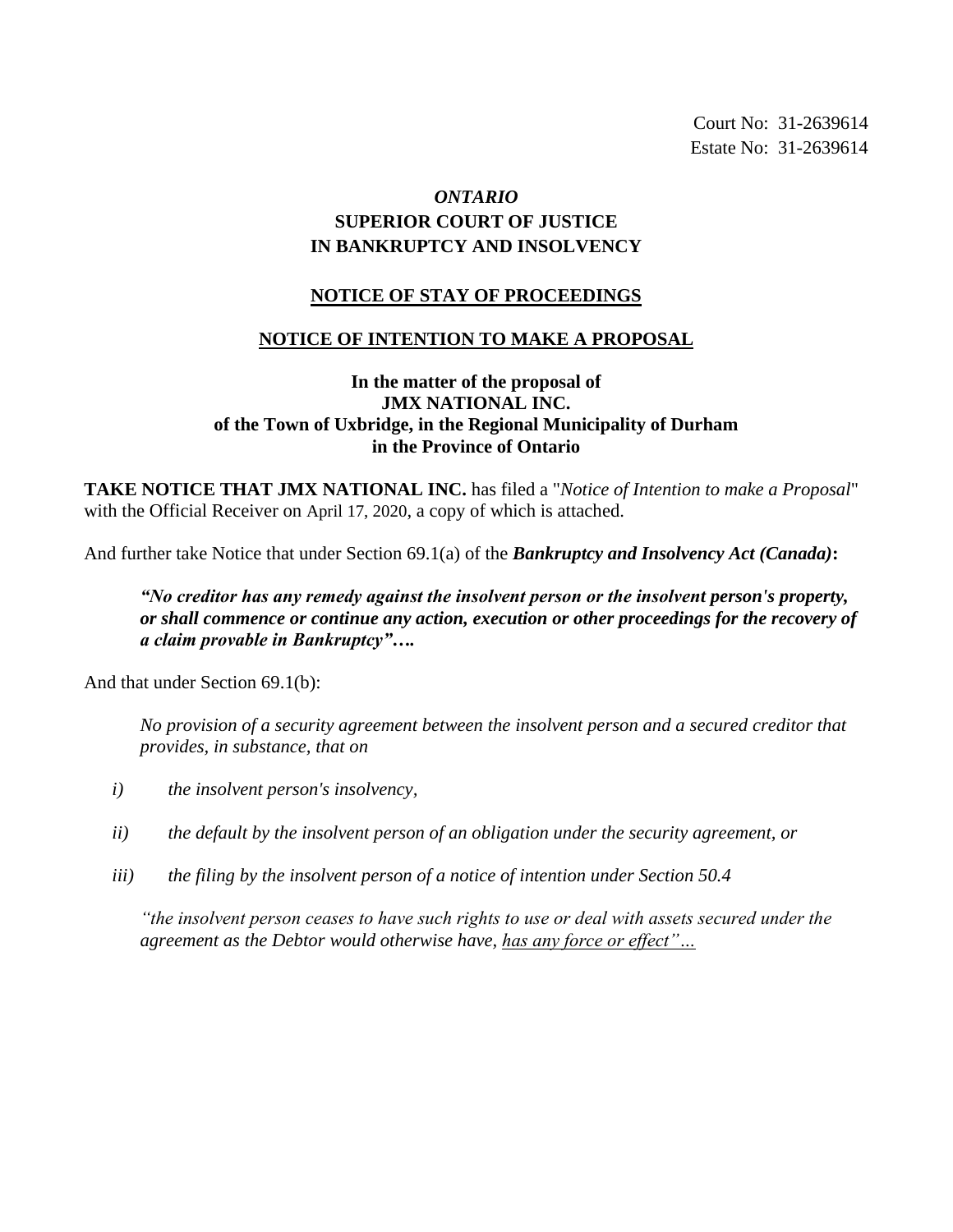Court No: 31-2639614
Estate No: 31-2639614

***ONTARIO***
**SUPERIOR COURT OF JUSTICE**
**IN BANKRUPTCY AND INSOLVENCY**

**NOTICE OF STAY OF PROCEEDINGS**

**NOTICE OF INTENTION TO MAKE A PROPOSAL**

**In the matter of the proposal of**
**JMX NATIONAL INC.**
**of the Town of Uxbridge, in the Regional Municipality of Durham**
**in the Province of Ontario**

**TAKE NOTICE THAT JMX NATIONAL INC.** has filed a "*Notice of Intention to make a Proposal*" with the Official Receiver on April 17, 2020, a copy of which is attached.

And further take Notice that under Section 69.1(a) of the ***Bankruptcy and Insolvency Act (Canada)*****:**

> ***"No creditor has any remedy against the insolvent person or the insolvent person's property, or shall commence or continue any action, execution or other proceedings for the recovery of a claim provable in Bankruptcy"….***

And that under Section 69.1(b):

> *No provision of a security agreement between the insolvent person and a secured creditor that provides, in substance, that on*
>
> *i) the insolvent person's insolvency,*
>
> *ii) the default by the insolvent person of an obligation under the security agreement, or*
>
> *iii) the filing by the insolvent person of a notice of intention under Section 50.4*
>
> *"the insolvent person ceases to have such rights to use or deal with assets secured under the agreement as the Debtor would otherwise have, <u>has any force or effect"…</u>*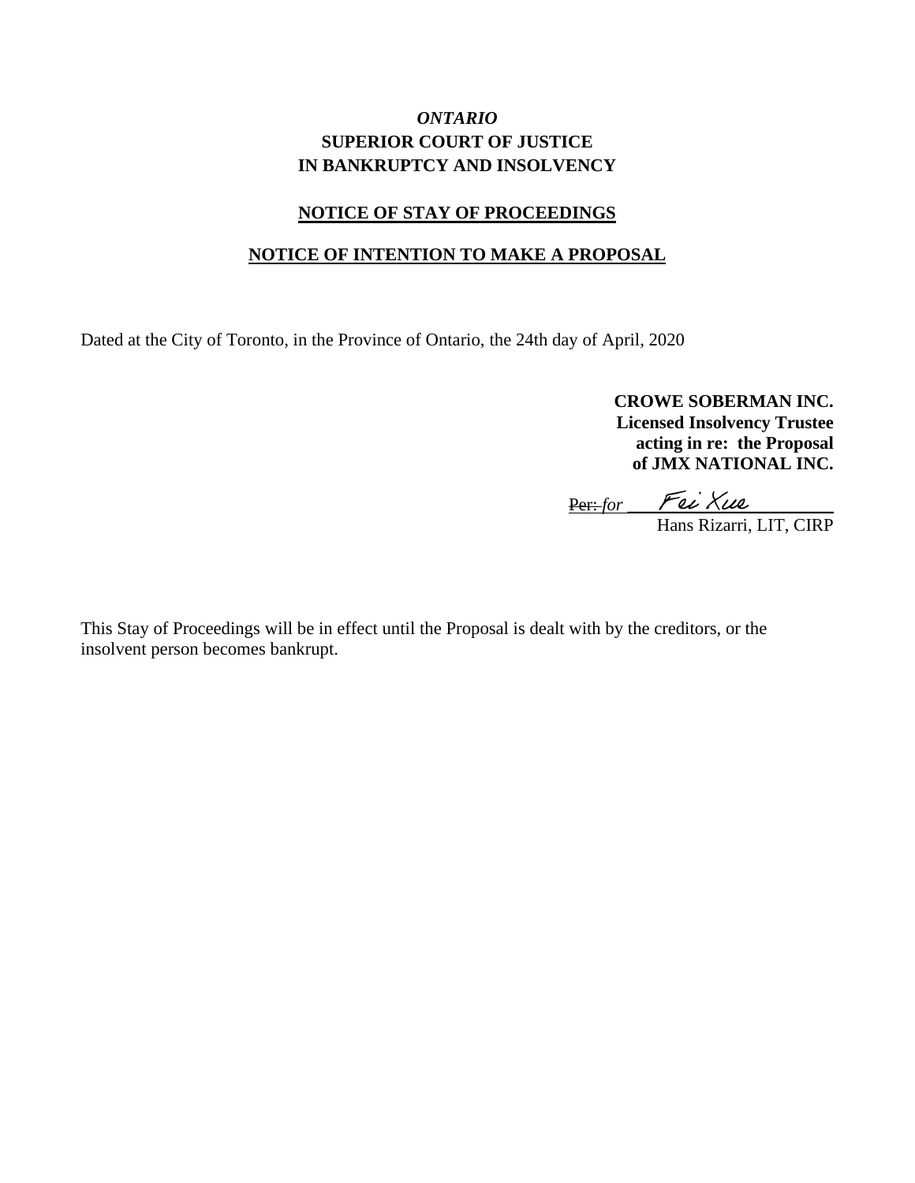*ONTARIO*
**SUPERIOR COURT OF JUSTICE**
**IN BANKRUPTCY AND INSOLVENCY**

**NOTICE OF STAY OF PROCEEDINGS**

**NOTICE OF INTENTION TO MAKE A PROPOSAL**

Dated at the City of Toronto, in the Province of Ontario, the 24th day of April, 2020

**CROWE SOBERMAN INC.**
**Licensed Insolvency Trustee**
**acting in re: the Proposal**
**of JMX NATIONAL INC.**

~~Per:~~ *for* Fei Xue
Hans Rizarri, LIT, CIRP

This Stay of Proceedings will be in effect until the Proposal is dealt with by the creditors, or the insolvent person becomes bankrupt.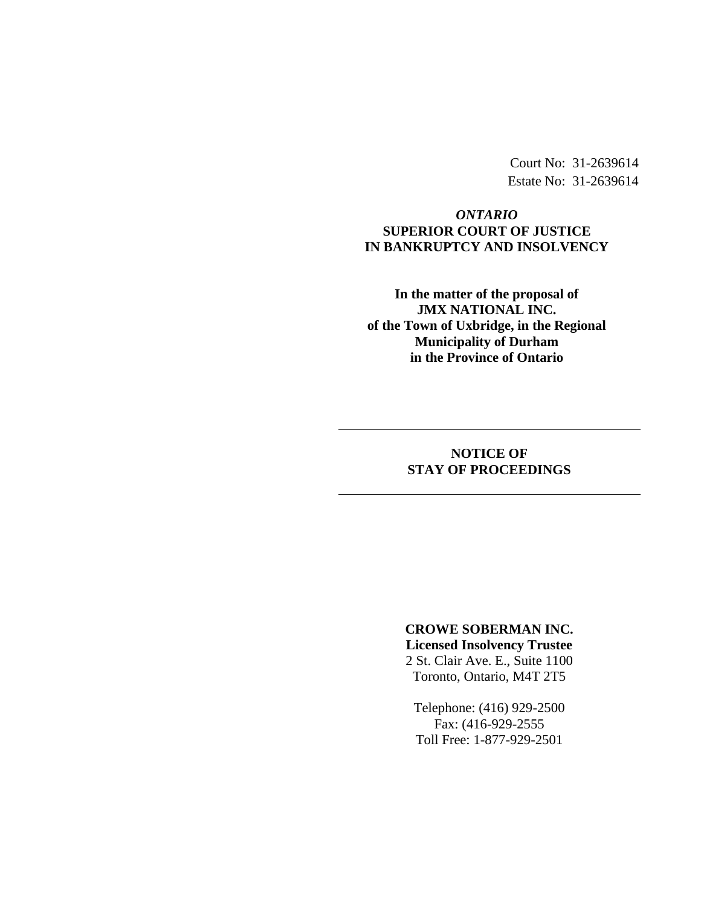Court No: 31-2639614
Estate No: 31-2639614

***ONTARIO***
**SUPERIOR COURT OF JUSTICE**
**IN BANKRUPTCY AND INSOLVENCY**

**In the matter of the proposal of**
**JMX NATIONAL INC.**
**of the Town of Uxbridge, in the Regional Municipality of Durham**
**in the Province of Ontario**

---

## NOTICE OF STAY OF PROCEEDINGS

---

**CROWE SOBERMAN INC.**
**Licensed Insolvency Trustee**
2 St. Clair Ave. E., Suite 1100
Toronto, Ontario, M4T 2T5

Telephone: (416) 929-2500
Fax: (416-929-2555
Toll Free: 1-877-929-2501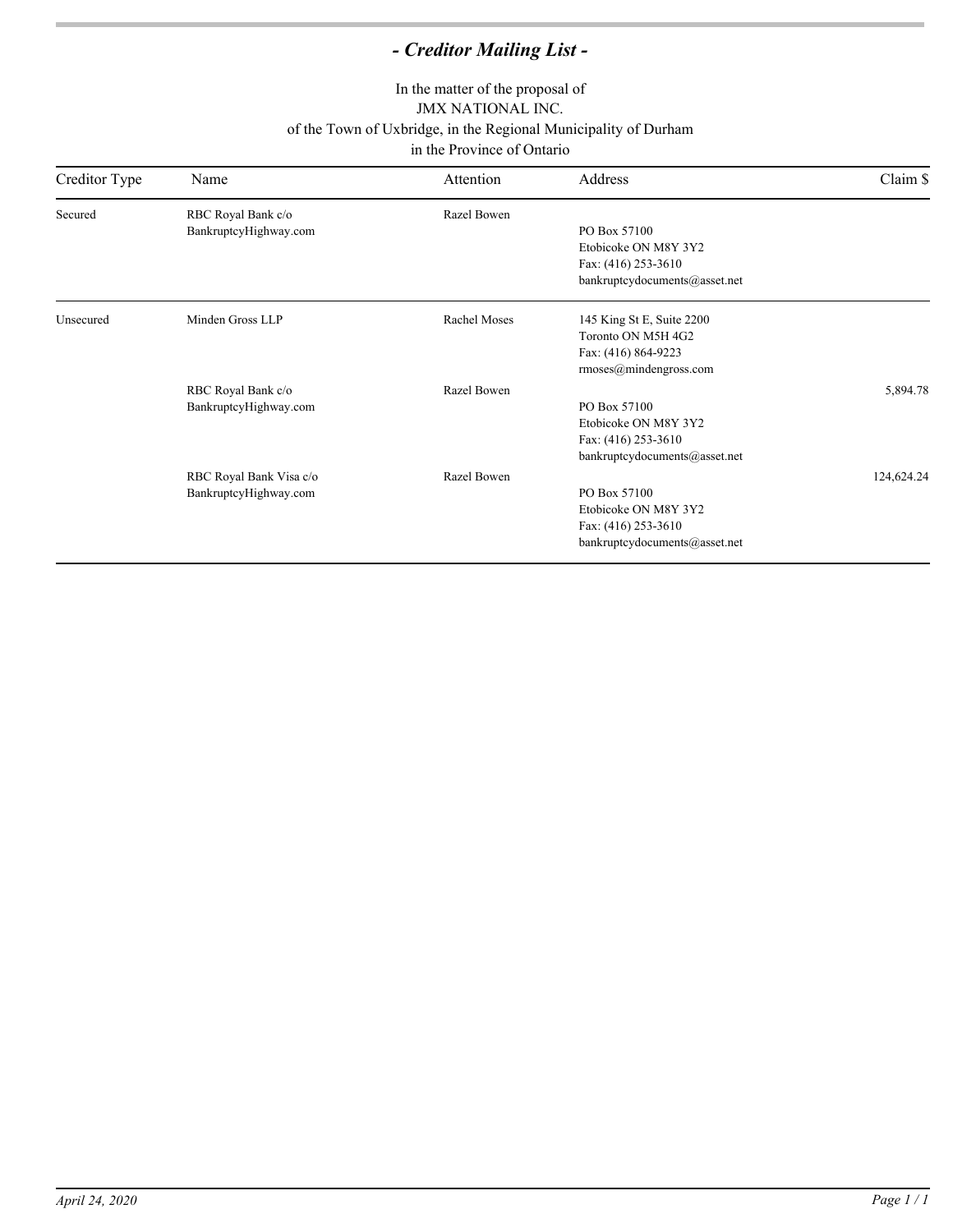# *- Creditor Mailing List -*

In the matter of the proposal of
JMX NATIONAL INC.
of the Town of Uxbridge, in the Regional Municipality of Durham
in the Province of Ontario

| Creditor Type | Name | Attention | Address | Claim $ |
|---|---|---|---|---|
| Secured | RBC Royal Bank c/o BankruptcyHighway.com | Razel Bowen | PO Box 57100<br>Etobicoke ON M8Y 3Y2<br>Fax: (416) 253-3610<br>bankruptcydocuments@asset.net | |
| Unsecured | Minden Gross LLP | Rachel Moses | 145 King St E, Suite 2200<br>Toronto ON M5H 4G2<br>Fax: (416) 864-9223<br>rmoses@mindengross.com | |
| | RBC Royal Bank c/o BankruptcyHighway.com | Razel Bowen | PO Box 57100<br>Etobicoke ON M8Y 3Y2<br>Fax: (416) 253-3610<br>bankruptcydocuments@asset.net | 5,894.78 |
| | RBC Royal Bank Visa c/o BankruptcyHighway.com | Razel Bowen | PO Box 57100<br>Etobicoke ON M8Y 3Y2<br>Fax: (416) 253-3610<br>bankruptcydocuments@asset.net | 124,624.24 |

*April 24, 2020*